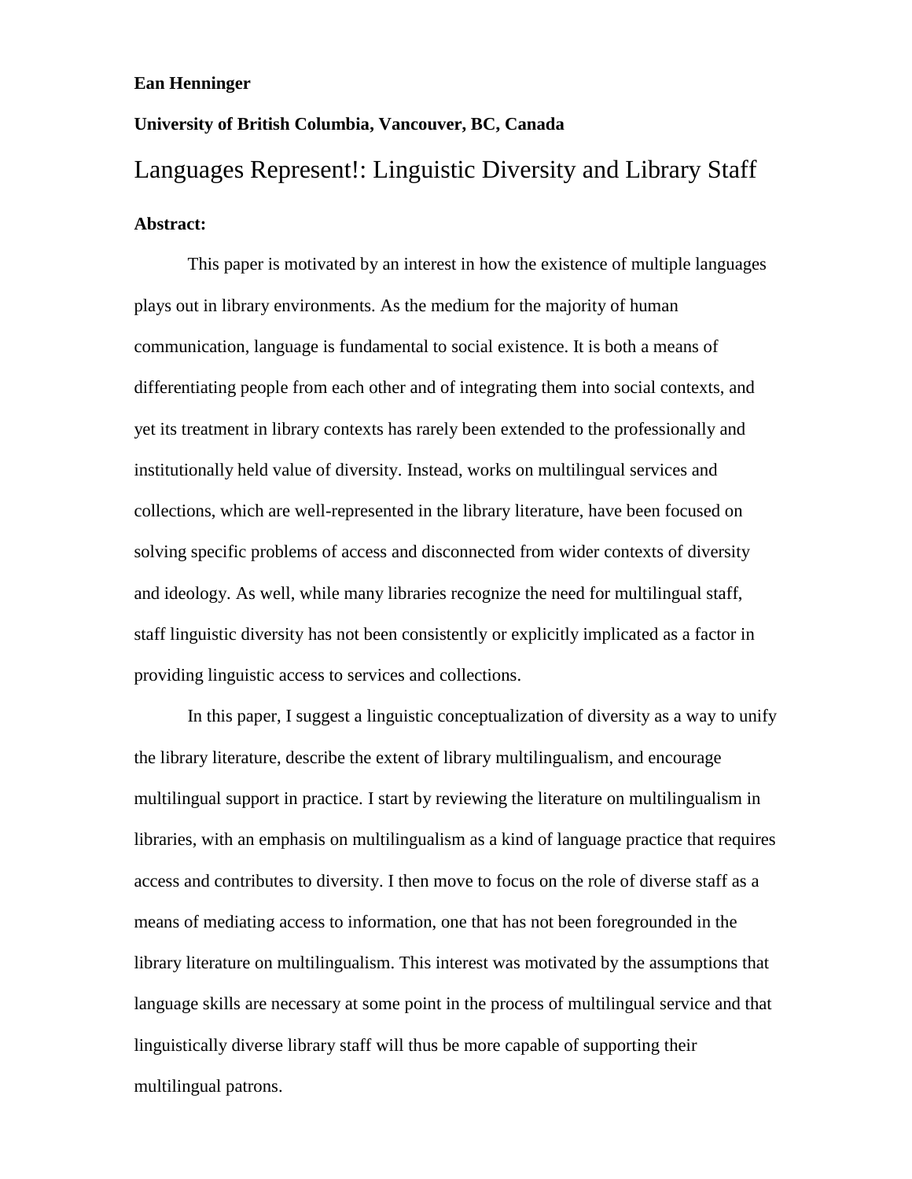**Ean Henninger**

**University of British Columbia, Vancouver, BC, Canada**

# Languages Represent!: Linguistic Diversity and Library Staff

**Abstract:**

This paper is motivated by an interest in how the existence of multiple languages plays out in library environments. As the medium for the majority of human communication, language is fundamental to social existence. It is both a means of differentiating people from each other and of integrating them into social contexts, and yet its treatment in library contexts has rarely been extended to the professionally and institutionally held value of diversity. Instead, works on multilingual services and collections, which are well-represented in the library literature, have been focused on solving specific problems of access and disconnected from wider contexts of diversity and ideology. As well, while many libraries recognize the need for multilingual staff, staff linguistic diversity has not been consistently or explicitly implicated as a factor in providing linguistic access to services and collections.

In this paper, I suggest a linguistic conceptualization of diversity as a way to unify the library literature, describe the extent of library multilingualism, and encourage multilingual support in practice. I start by reviewing the literature on multilingualism in libraries, with an emphasis on multilingualism as a kind of language practice that requires access and contributes to diversity. I then move to focus on the role of diverse staff as a means of mediating access to information, one that has not been foregrounded in the library literature on multilingualism. This interest was motivated by the assumptions that language skills are necessary at some point in the process of multilingual service and that linguistically diverse library staff will thus be more capable of supporting their multilingual patrons.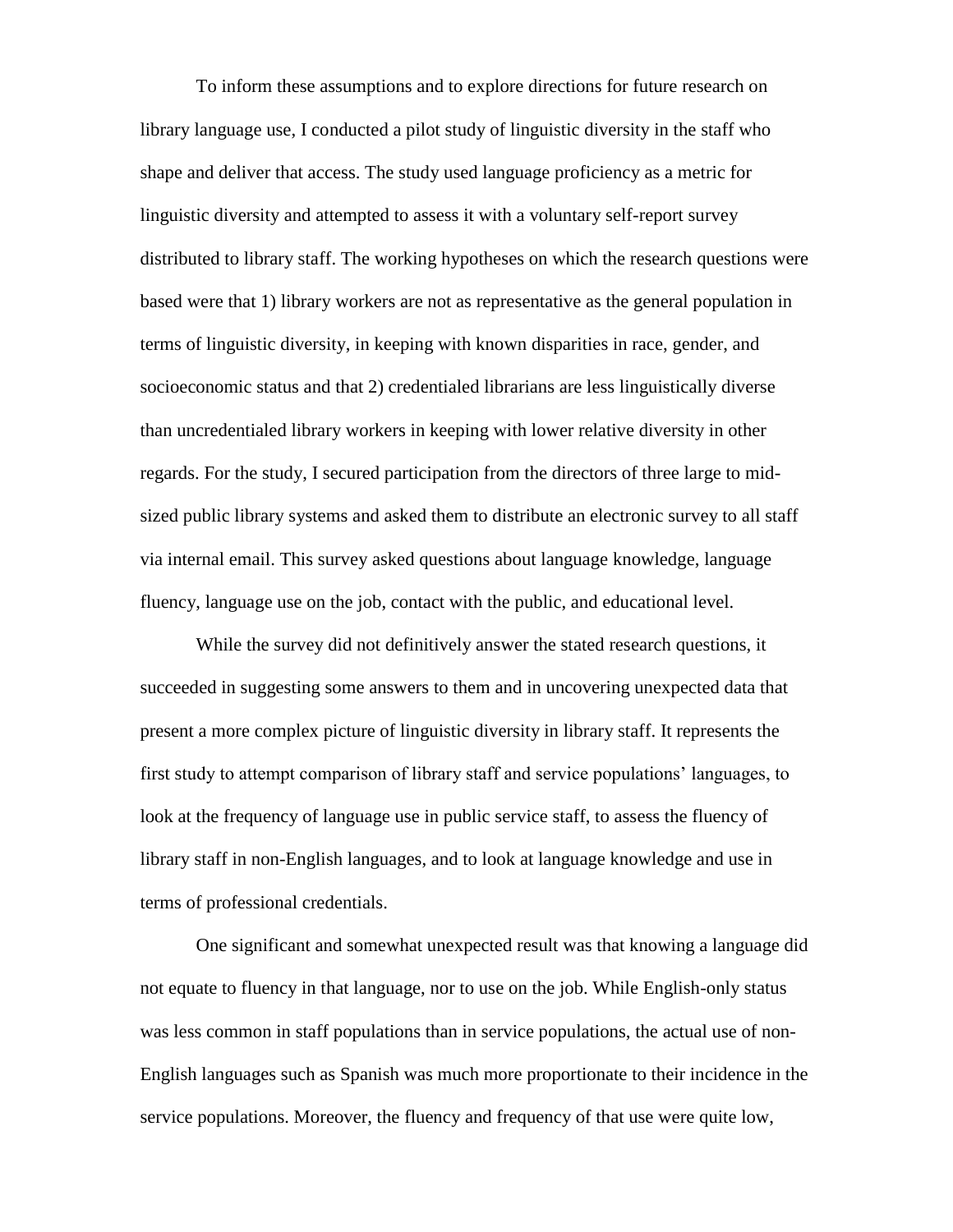To inform these assumptions and to explore directions for future research on library language use, I conducted a pilot study of linguistic diversity in the staff who shape and deliver that access. The study used language proficiency as a metric for linguistic diversity and attempted to assess it with a voluntary self-report survey distributed to library staff. The working hypotheses on which the research questions were based were that 1) library workers are not as representative as the general population in terms of linguistic diversity, in keeping with known disparities in race, gender, and socioeconomic status and that 2) credentialed librarians are less linguistically diverse than uncredentialed library workers in keeping with lower relative diversity in other regards. For the study, I secured participation from the directors of three large to mid-sized public library systems and asked them to distribute an electronic survey to all staff via internal email. This survey asked questions about language knowledge, language fluency, language use on the job, contact with the public, and educational level.

While the survey did not definitively answer the stated research questions, it succeeded in suggesting some answers to them and in uncovering unexpected data that present a more complex picture of linguistic diversity in library staff. It represents the first study to attempt comparison of library staff and service populations' languages, to look at the frequency of language use in public service staff, to assess the fluency of library staff in non-English languages, and to look at language knowledge and use in terms of professional credentials.

One significant and somewhat unexpected result was that knowing a language did not equate to fluency in that language, nor to use on the job. While English-only status was less common in staff populations than in service populations, the actual use of non-English languages such as Spanish was much more proportionate to their incidence in the service populations. Moreover, the fluency and frequency of that use were quite low,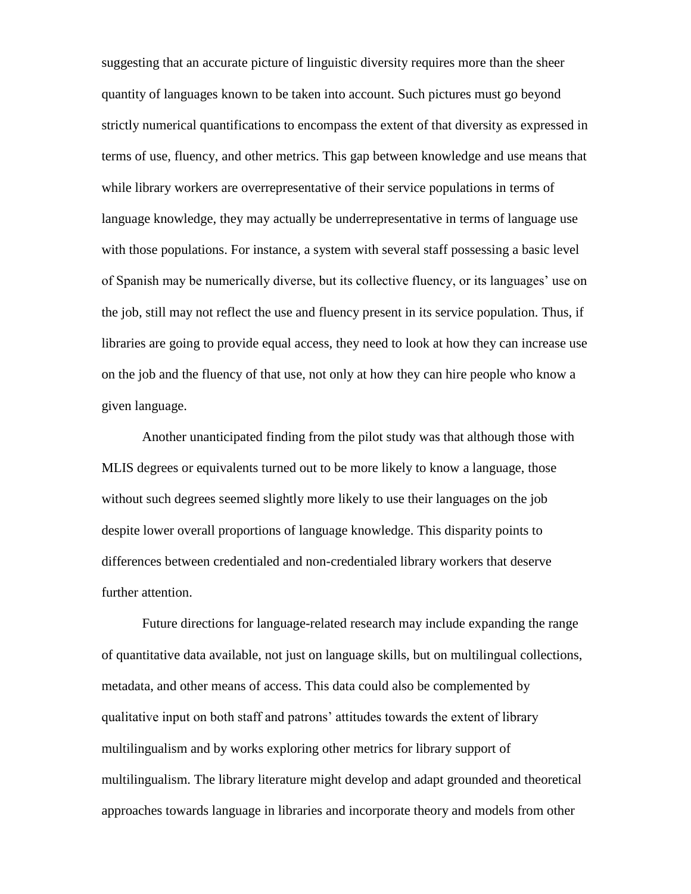suggesting that an accurate picture of linguistic diversity requires more than the sheer quantity of languages known to be taken into account. Such pictures must go beyond strictly numerical quantifications to encompass the extent of that diversity as expressed in terms of use, fluency, and other metrics. This gap between knowledge and use means that while library workers are overrepresentative of their service populations in terms of language knowledge, they may actually be underrepresentative in terms of language use with those populations. For instance, a system with several staff possessing a basic level of Spanish may be numerically diverse, but its collective fluency, or its languages' use on the job, still may not reflect the use and fluency present in its service population. Thus, if libraries are going to provide equal access, they need to look at how they can increase use on the job and the fluency of that use, not only at how they can hire people who know a given language.

Another unanticipated finding from the pilot study was that although those with MLIS degrees or equivalents turned out to be more likely to know a language, those without such degrees seemed slightly more likely to use their languages on the job despite lower overall proportions of language knowledge. This disparity points to differences between credentialed and non-credentialed library workers that deserve further attention.

Future directions for language-related research may include expanding the range of quantitative data available, not just on language skills, but on multilingual collections, metadata, and other means of access. This data could also be complemented by qualitative input on both staff and patrons' attitudes towards the extent of library multilingualism and by works exploring other metrics for library support of multilingualism. The library literature might develop and adapt grounded and theoretical approaches towards language in libraries and incorporate theory and models from other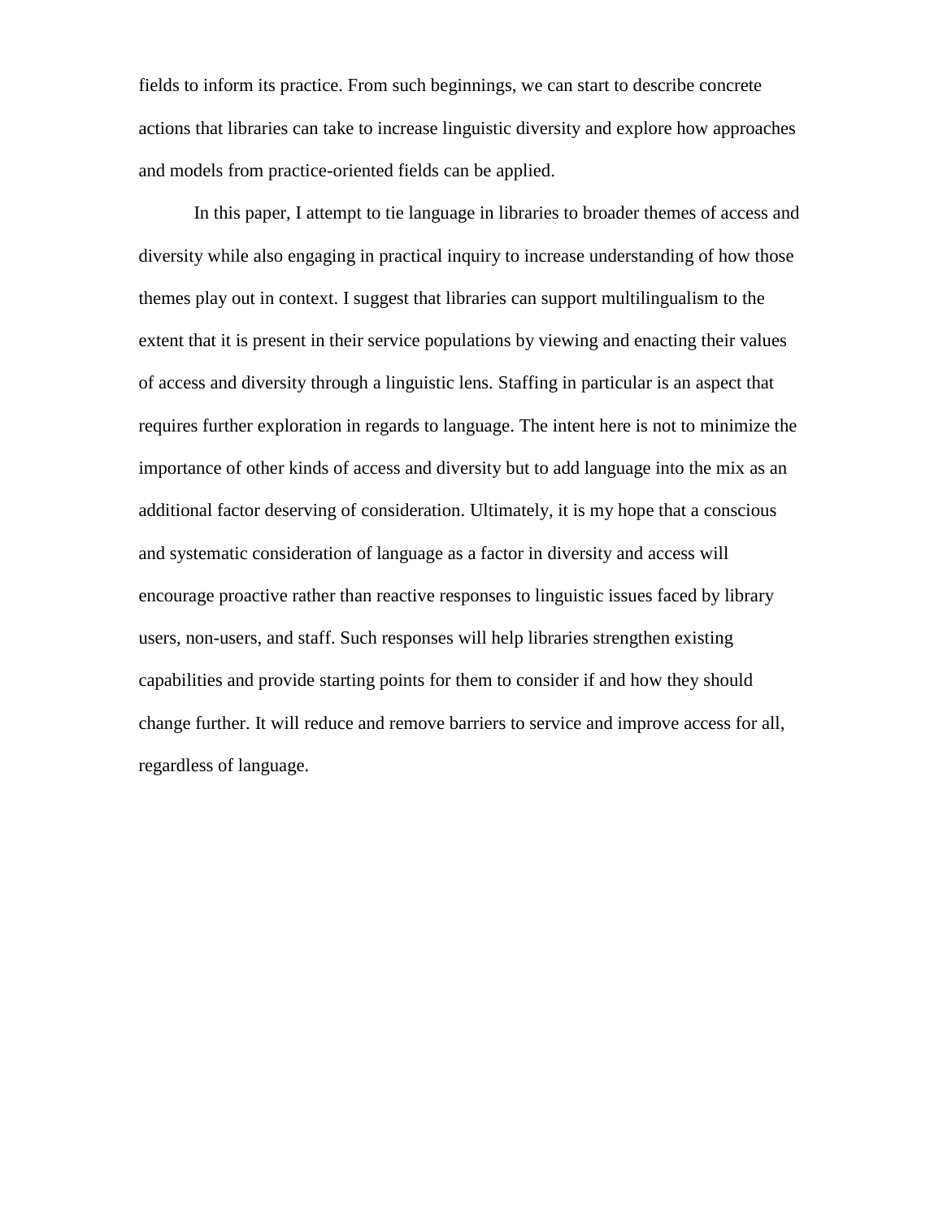fields to inform its practice. From such beginnings, we can start to describe concrete actions that libraries can take to increase linguistic diversity and explore how approaches and models from practice-oriented fields can be applied.

In this paper, I attempt to tie language in libraries to broader themes of access and diversity while also engaging in practical inquiry to increase understanding of how those themes play out in context. I suggest that libraries can support multilingualism to the extent that it is present in their service populations by viewing and enacting their values of access and diversity through a linguistic lens. Staffing in particular is an aspect that requires further exploration in regards to language. The intent here is not to minimize the importance of other kinds of access and diversity but to add language into the mix as an additional factor deserving of consideration. Ultimately, it is my hope that a conscious and systematic consideration of language as a factor in diversity and access will encourage proactive rather than reactive responses to linguistic issues faced by library users, non-users, and staff. Such responses will help libraries strengthen existing capabilities and provide starting points for them to consider if and how they should change further. It will reduce and remove barriers to service and improve access for all, regardless of language.